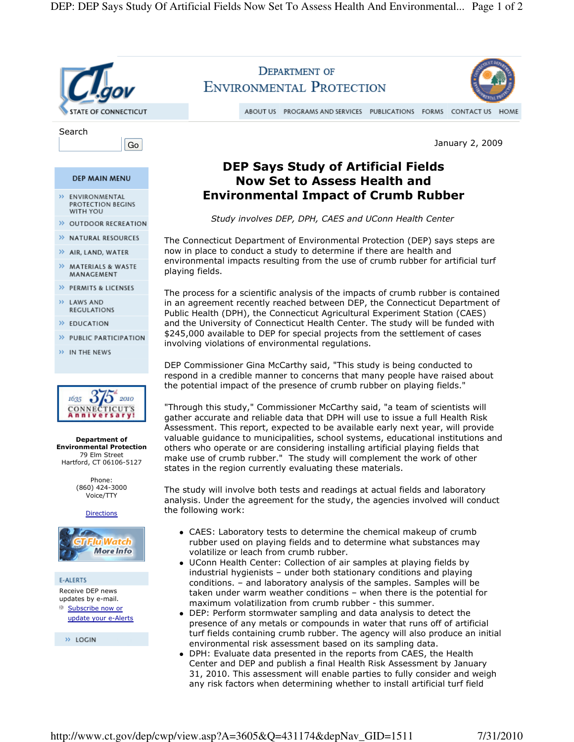DEPARTMENT OF ENVIRONMENTAL PROTECTION

STATE OF CONNECTICUT

ABOUT US | PROGRAMS AND SERVICES | PUBLICATIONS | FORMS | CONTACT US | HOME

Search

Go

DEP MAIN MENU

- ENVIRONMENTAL PROTECTION BEGINS WITH YOU
- OUTDOOR RECREATION
- NATURAL RESOURCES
- AIR, LAND, WATER
- MATERIALS & WASTE MANAGEMENT
- PERMITS & LICENSES
- LAWS AND REGULATIONS
- EDUCATION
- PUBLIC PARTICIPATION
- IN THE NEWS

1635 375 2010 CONNECTICUT'S Anniversary!

**Department of Environmental Protection**
79 Elm Street
Hartford, CT 06106-5127

Phone:
(860) 424-3000
Voice/TTY

Directions

CT Flu Watch More Info

E-ALERTS

Receive DEP news updates by e-mail.

Subscribe now or update your e-Alerts

LOGIN

January 2, 2009

# DEP Says Study of Artificial Fields Now Set to Assess Health and Environmental Impact of Crumb Rubber

*Study involves DEP, DPH, CAES and UConn Health Center*

The Connecticut Department of Environmental Protection (DEP) says steps are now in place to conduct a study to determine if there are health and environmental impacts resulting from the use of crumb rubber for artificial turf playing fields.

The process for a scientific analysis of the impacts of crumb rubber is contained in an agreement recently reached between DEP, the Connecticut Department of Public Health (DPH), the Connecticut Agricultural Experiment Station (CAES) and the University of Connecticut Health Center. The study will be funded with $245,000 available to DEP for special projects from the settlement of cases involving violations of environmental regulations.

DEP Commissioner Gina McCarthy said, "This study is being conducted to respond in a credible manner to concerns that many people have raised about the potential impact of the presence of crumb rubber on playing fields."

"Through this study," Commissioner McCarthy said, "a team of scientists will gather accurate and reliable data that DPH will use to issue a full Health Risk Assessment. This report, expected to be available early next year, will provide valuable guidance to municipalities, school systems, educational institutions and others who operate or are considering installing artificial playing fields that make use of crumb rubber." The study will complement the work of other states in the region currently evaluating these materials.

The study will involve both tests and readings at actual fields and laboratory analysis. Under the agreement for the study, the agencies involved will conduct the following work:

- CAES: Laboratory tests to determine the chemical makeup of crumb rubber used on playing fields and to determine what substances may volatilize or leach from crumb rubber.
- UConn Health Center: Collection of air samples at playing fields by industrial hygienists – under both stationary conditions and playing conditions. – and laboratory analysis of the samples. Samples will be taken under warm weather conditions – when there is the potential for maximum volatilization from crumb rubber - this summer.
- DEP: Perform stormwater sampling and data analysis to detect the presence of any metals or compounds in water that runs off of artificial turf fields containing crumb rubber. The agency will also produce an initial environmental risk assessment based on its sampling data.
- DPH: Evaluate data presented in the reports from CAES, the Health Center and DEP and publish a final Health Risk Assessment by January 31, 2010. This assessment will enable parties to fully consider and weigh any risk factors when determining whether to install artificial turf field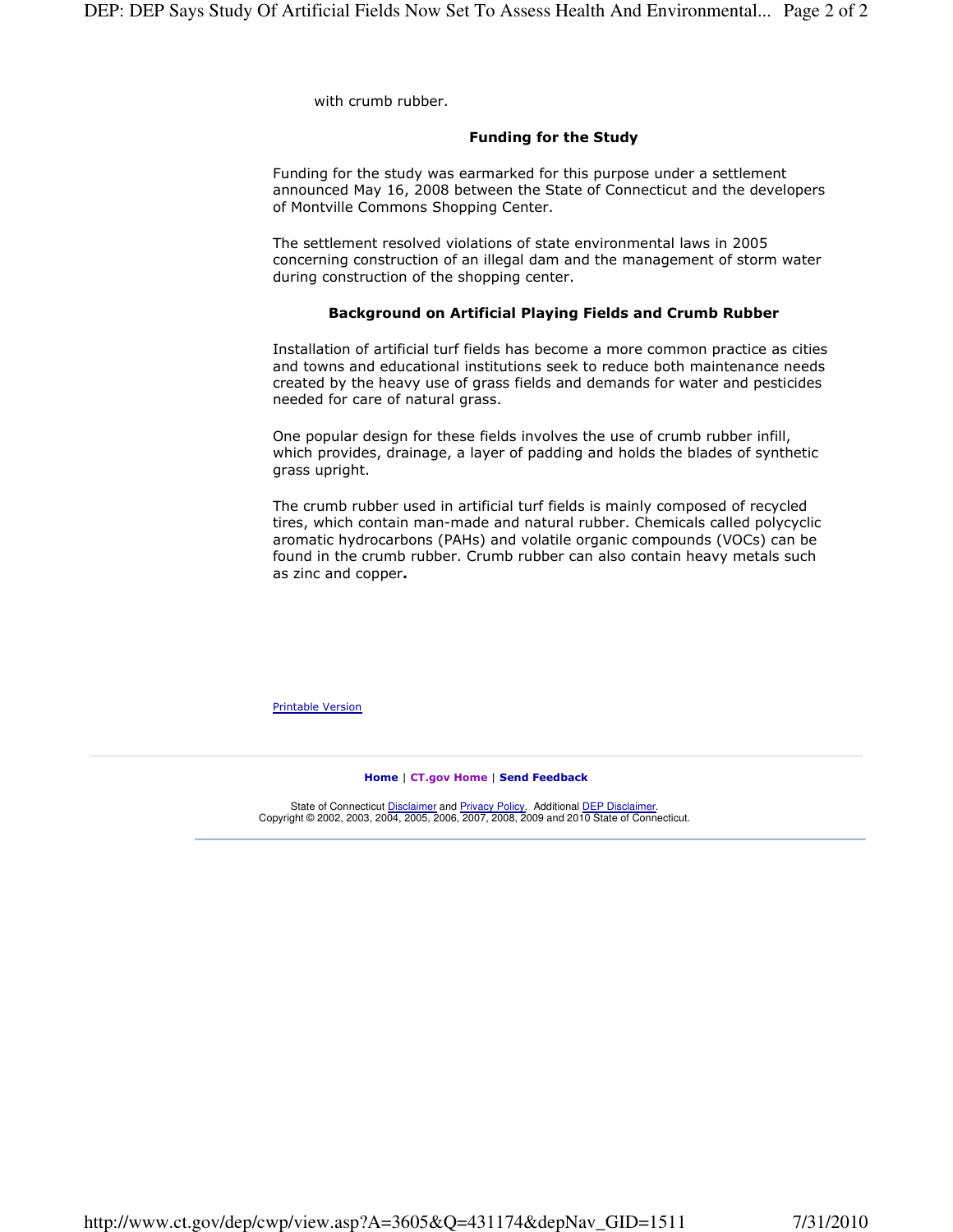with crumb rubber.

### Funding for the Study

Funding for the study was earmarked for this purpose under a settlement announced May 16, 2008 between the State of Connecticut and the developers of Montville Commons Shopping Center.

The settlement resolved violations of state environmental laws in 2005 concerning construction of an illegal dam and the management of storm water during construction of the shopping center.

### Background on Artificial Playing Fields and Crumb Rubber

Installation of artificial turf fields has become a more common practice as cities and towns and educational institutions seek to reduce both maintenance needs created by the heavy use of grass fields and demands for water and pesticides needed for care of natural grass.

One popular design for these fields involves the use of crumb rubber infill, which provides, drainage, a layer of padding and holds the blades of synthetic grass upright.

The crumb rubber used in artificial turf fields is mainly composed of recycled tires, which contain man-made and natural rubber. Chemicals called polycyclic aromatic hydrocarbons (PAHs) and volatile organic compounds (VOCs) can be found in the crumb rubber. Crumb rubber can also contain heavy metals such as zinc and copper**.**

Printable Version

**Home** | **CT.gov Home** | **Send Feedback**

State of Connecticut Disclaimer and Privacy Policy. Additional DEP Disclaimer.
Copyright © 2002, 2003, 2004, 2005, 2006, 2007, 2008, 2009 and 2010 State of Connecticut.